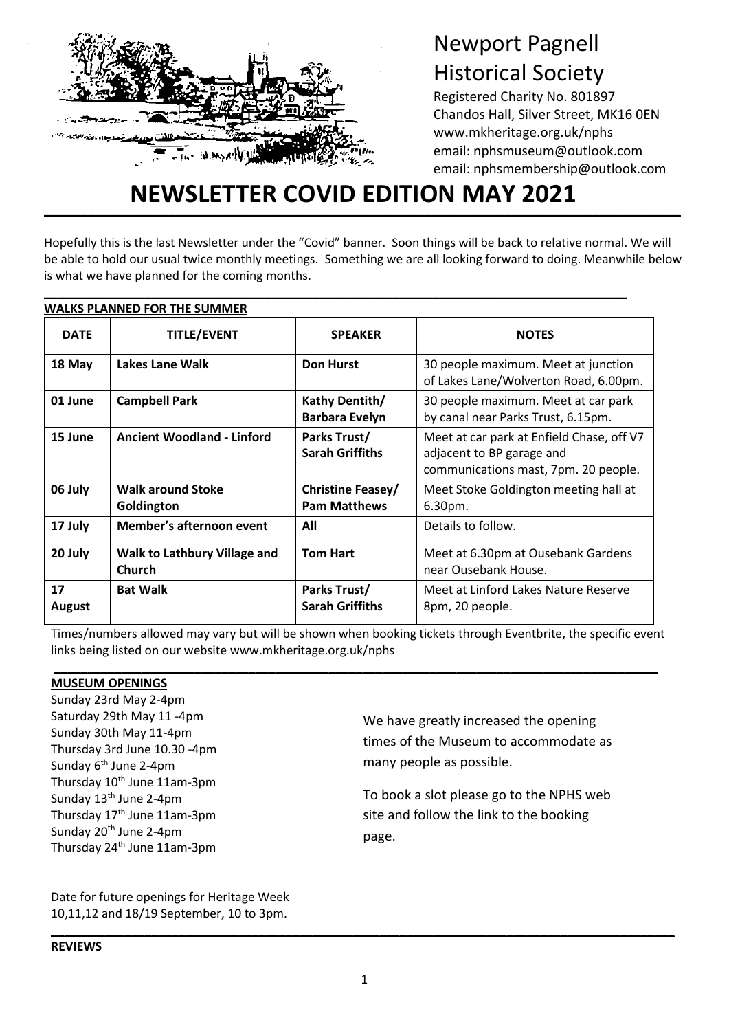# Newport Pagnell Historical Society

Registered Charity No. 801897
Chandos Hall, Silver Street, MK16 0EN
www.mkheritage.org.uk/nphs
email: nphsmuseum@outlook.com
email: nphsmembership@outlook.com

# NEWSLETTER COVID EDITION MAY 2021

Hopefully this is the last Newsletter under the "Covid" banner. Soon things will be back to relative normal. We will be able to hold our usual twice monthly meetings. Something we are all looking forward to doing. Meanwhile below is what we have planned for the coming months.

## WALKS PLANNED FOR THE SUMMER

| DATE | TITLE/EVENT | SPEAKER | NOTES |
|---|---|---|---|
| 18 May | **Lakes Lane Walk** | **Don Hurst** | 30 people maximum. Meet at junction of Lakes Lane/Wolverton Road, 6.00pm. |
| 01 June | **Campbell Park** | **Kathy Dentith/ Barbara Evelyn** | 30 people maximum. Meet at car park by canal near Parks Trust, 6.15pm. |
| 15 June | **Ancient Woodland - Linford** | **Parks Trust/ Sarah Griffiths** | Meet at car park at Enfield Chase, off V7 adjacent to BP garage and communications mast, 7pm. 20 people. |
| 06 July | **Walk around Stoke Goldington** | **Christine Feasey/ Pam Matthews** | Meet Stoke Goldington meeting hall at 6.30pm. |
| 17 July | **Member's afternoon event** | **All** | Details to follow. |
| 20 July | **Walk to Lathbury Village and Church** | **Tom Hart** | Meet at 6.30pm at Ousebank Gardens near Ousebank House. |
| 17 August | **Bat Walk** | **Parks Trust/ Sarah Griffiths** | Meet at Linford Lakes Nature Reserve 8pm, 20 people. |

Times/numbers allowed may vary but will be shown when booking tickets through Eventbrite, the specific event links being listed on our website www.mkheritage.org.uk/nphs

## MUSEUM OPENINGS

Sunday 23rd May 2-4pm
Saturday 29th May 11 -4pm
Sunday 30th May 11-4pm
Thursday 3rd June 10.30 -4pm
Sunday 6th June 2-4pm
Thursday 10th June 11am-3pm
Sunday 13th June 2-4pm
Thursday 17th June 11am-3pm
Sunday 20th June 2-4pm
Thursday 24th June 11am-3pm

We have greatly increased the opening times of the Museum to accommodate as many people as possible.

To book a slot please go to the NPHS web site and follow the link to the booking page.

Date for future openings for Heritage Week 10,11,12 and 18/19 September, 10 to 3pm.

## REVIEWS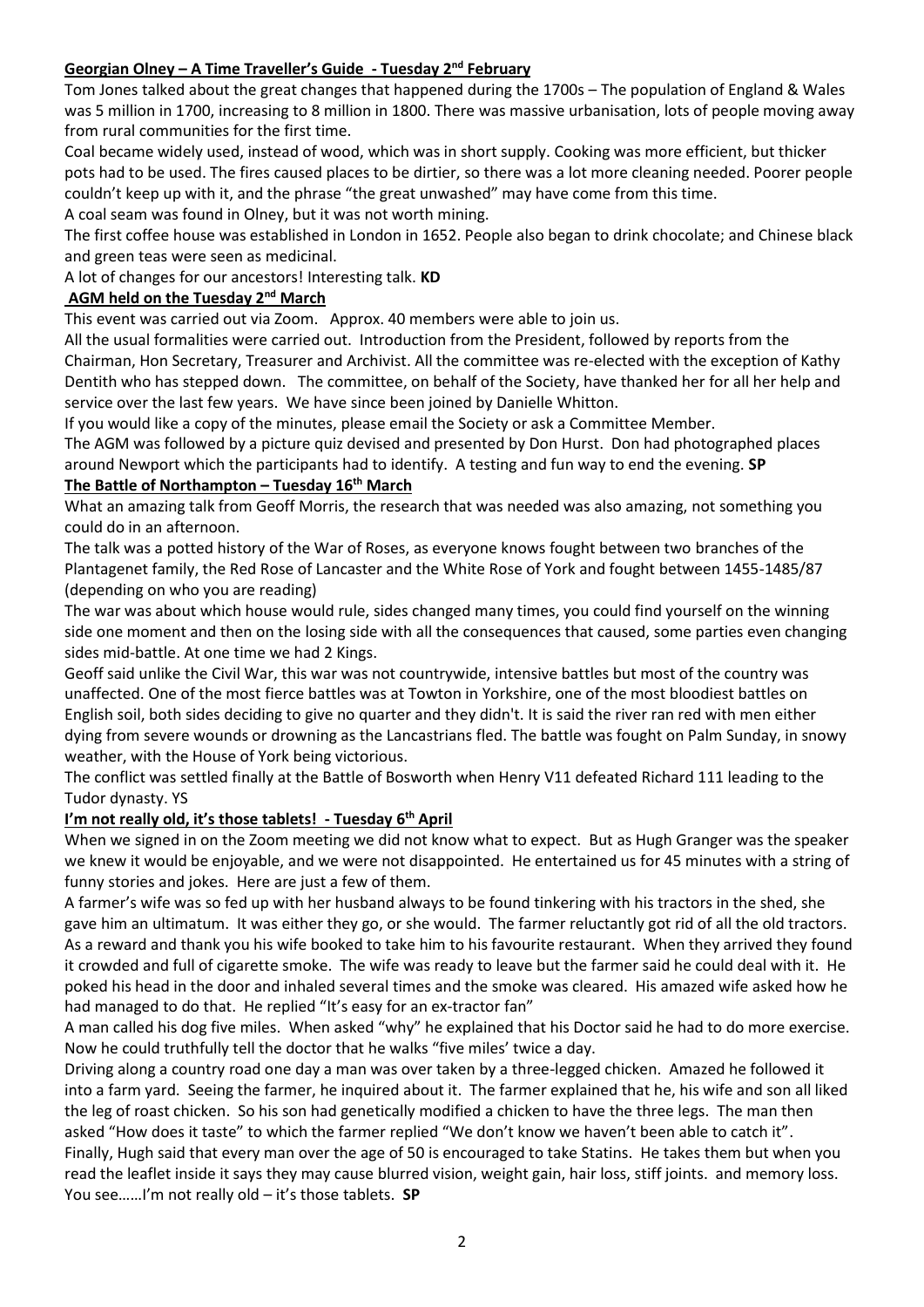**Georgian Olney – A Time Traveller's Guide - Tuesday 2nd February**

Tom Jones talked about the great changes that happened during the 1700s – The population of England & Wales was 5 million in 1700, increasing to 8 million in 1800. There was massive urbanisation, lots of people moving away from rural communities for the first time.

Coal became widely used, instead of wood, which was in short supply. Cooking was more efficient, but thicker pots had to be used. The fires caused places to be dirtier, so there was a lot more cleaning needed. Poorer people couldn't keep up with it, and the phrase "the great unwashed" may have come from this time.

A coal seam was found in Olney, but it was not worth mining.

The first coffee house was established in London in 1652. People also began to drink chocolate; and Chinese black and green teas were seen as medicinal.

A lot of changes for our ancestors! Interesting talk. **KD**

**AGM held on the Tuesday 2nd March**

This event was carried out via Zoom. Approx. 40 members were able to join us.

All the usual formalities were carried out. Introduction from the President, followed by reports from the Chairman, Hon Secretary, Treasurer and Archivist. All the committee was re-elected with the exception of Kathy Dentith who has stepped down. The committee, on behalf of the Society, have thanked her for all her help and service over the last few years. We have since been joined by Danielle Whitton.

If you would like a copy of the minutes, please email the Society or ask a Committee Member.

The AGM was followed by a picture quiz devised and presented by Don Hurst. Don had photographed places around Newport which the participants had to identify. A testing and fun way to end the evening. **SP**

**The Battle of Northampton – Tuesday 16th March**

What an amazing talk from Geoff Morris, the research that was needed was also amazing, not something you could do in an afternoon.

The talk was a potted history of the War of Roses, as everyone knows fought between two branches of the Plantagenet family, the Red Rose of Lancaster and the White Rose of York and fought between 1455-1485/87 (depending on who you are reading)

The war was about which house would rule, sides changed many times, you could find yourself on the winning side one moment and then on the losing side with all the consequences that caused, some parties even changing sides mid-battle. At one time we had 2 Kings.

Geoff said unlike the Civil War, this war was not countrywide, intensive battles but most of the country was unaffected. One of the most fierce battles was at Towton in Yorkshire, one of the most bloodiest battles on English soil, both sides deciding to give no quarter and they didn't. It is said the river ran red with men either dying from severe wounds or drowning as the Lancastrians fled. The battle was fought on Palm Sunday, in snowy weather, with the House of York being victorious.

The conflict was settled finally at the Battle of Bosworth when Henry V11 defeated Richard 111 leading to the Tudor dynasty. YS

**I'm not really old, it's those tablets! - Tuesday 6th April**

When we signed in on the Zoom meeting we did not know what to expect. But as Hugh Granger was the speaker we knew it would be enjoyable, and we were not disappointed. He entertained us for 45 minutes with a string of funny stories and jokes. Here are just a few of them.

A farmer's wife was so fed up with her husband always to be found tinkering with his tractors in the shed, she gave him an ultimatum. It was either they go, or she would. The farmer reluctantly got rid of all the old tractors. As a reward and thank you his wife booked to take him to his favourite restaurant. When they arrived they found it crowded and full of cigarette smoke. The wife was ready to leave but the farmer said he could deal with it. He poked his head in the door and inhaled several times and the smoke was cleared. His amazed wife asked how he had managed to do that. He replied "It's easy for an ex-tractor fan"

A man called his dog five miles. When asked "why" he explained that his Doctor said he had to do more exercise. Now he could truthfully tell the doctor that he walks "five miles' twice a day.

Driving along a country road one day a man was over taken by a three-legged chicken. Amazed he followed it into a farm yard. Seeing the farmer, he inquired about it. The farmer explained that he, his wife and son all liked the leg of roast chicken. So his son had genetically modified a chicken to have the three legs. The man then asked "How does it taste" to which the farmer replied "We don't know we haven't been able to catch it".

Finally, Hugh said that every man over the age of 50 is encouraged to take Statins. He takes them but when you read the leaflet inside it says they may cause blurred vision, weight gain, hair loss, stiff joints. and memory loss. You see……I'm not really old – it's those tablets. **SP**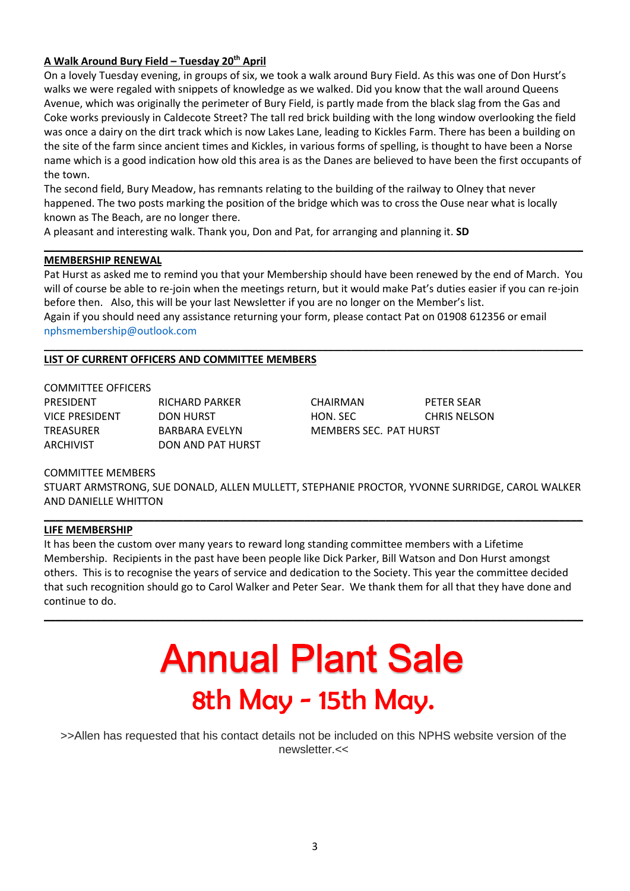## A Walk Around Bury Field – Tuesday 20th April

On a lovely Tuesday evening, in groups of six, we took a walk around Bury Field. As this was one of Don Hurst's walks we were regaled with snippets of knowledge as we walked. Did you know that the wall around Queens Avenue, which was originally the perimeter of Bury Field, is partly made from the black slag from the Gas and Coke works previously in Caldecote Street? The tall red brick building with the long window overlooking the field was once a dairy on the dirt track which is now Lakes Lane, leading to Kickles Farm. There has been a building on the site of the farm since ancient times and Kickles, in various forms of spelling, is thought to have been a Norse name which is a good indication how old this area is as the Danes are believed to have been the first occupants of the town.

The second field, Bury Meadow, has remnants relating to the building of the railway to Olney that never happened. The two posts marking the position of the bridge which was to cross the Ouse near what is locally known as The Beach, are no longer there.

A pleasant and interesting walk. Thank you, Don and Pat, for arranging and planning it. **SD**

---

## MEMBERSHIP RENEWAL

Pat Hurst as asked me to remind you that your Membership should have been renewed by the end of March. You will of course be able to re-join when the meetings return, but it would make Pat's duties easier if you can re-join before then. Also, this will be your last Newsletter if you are no longer on the Member's list.

Again if you should need any assistance returning your form, please contact Pat on 01908 612356 or email nphsmembership@outlook.com

---

## LIST OF CURRENT OFFICERS AND COMMITTEE MEMBERS

COMMITTEE OFFICERS

| | | | |
|---|---|---|---|
| PRESIDENT | RICHARD PARKER | CHAIRMAN | PETER SEAR |
| VICE PRESIDENT | DON HURST | HON. SEC | CHRIS NELSON |
| TREASURER | BARBARA EVELYN | MEMBERS SEC. | PAT HURST |
| ARCHIVIST | DON AND PAT HURST | | |

COMMITTEE MEMBERS

STUART ARMSTRONG, SUE DONALD, ALLEN MULLETT, STEPHANIE PROCTOR, YVONNE SURRIDGE, CAROL WALKER AND DANIELLE WHITTON

---

## LIFE MEMBERSHIP

It has been the custom over many years to reward long standing committee members with a Lifetime Membership. Recipients in the past have been people like Dick Parker, Bill Watson and Don Hurst amongst others. This is to recognise the years of service and dedication to the Society. This year the committee decided that such recognition should go to Carol Walker and Peter Sear. We thank them for all that they have done and continue to do.

---

# Annual Plant Sale

## 8th May - 15th May.

>>Allen has requested that his contact details not be included on this NPHS website version of the newsletter.<<